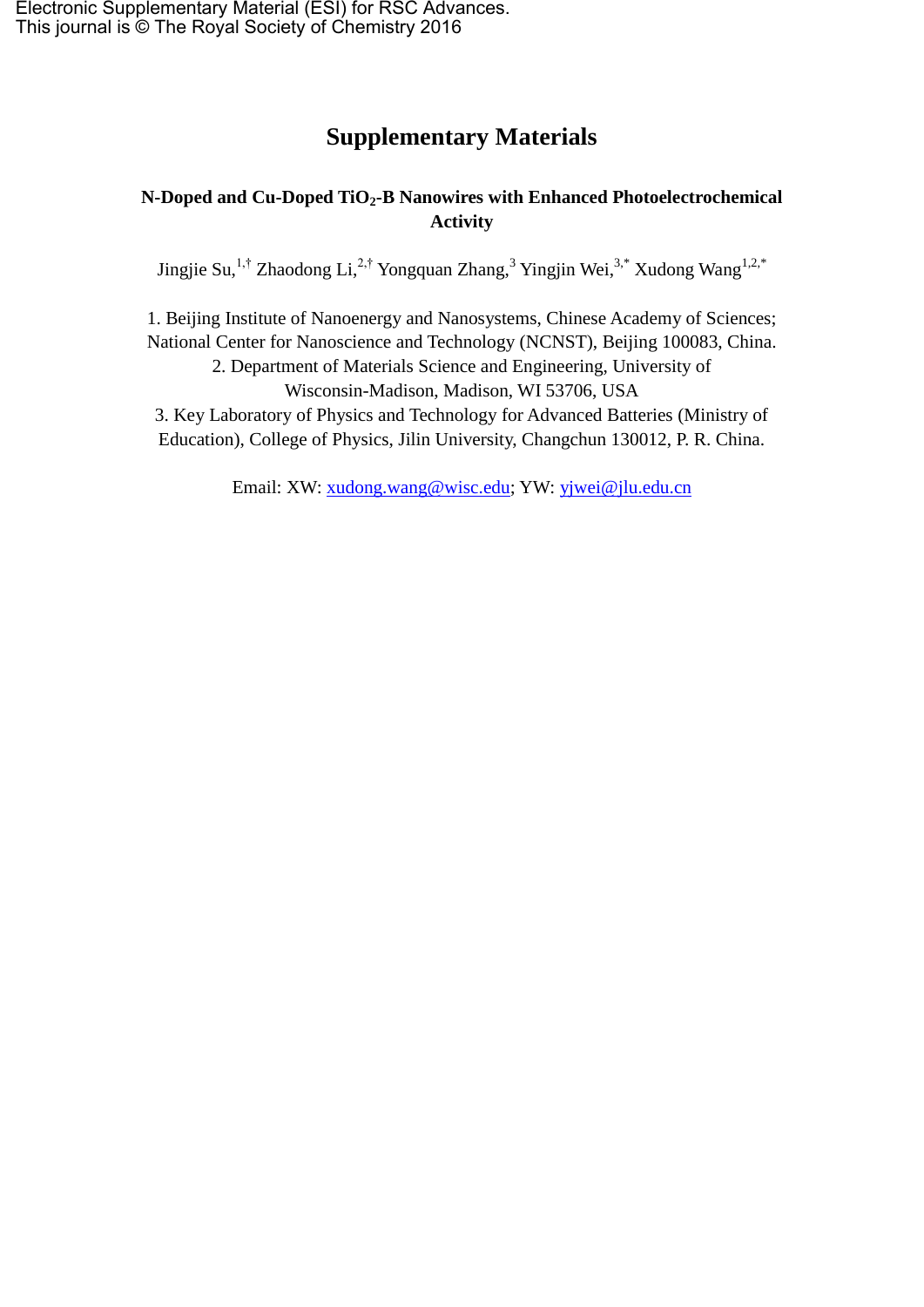Electronic Supplementary Material (ESI) for RSC Advances.
This journal is © The Royal Society of Chemistry 2016

# Supplementary Materials

**N-Doped and Cu-Doped $TiO_2$-B Nanowires with Enhanced Photoelectrochemical Activity**

Jingjie Su,[1,†] Zhaodong Li,[2,†] Yongquan Zhang,[3] Yingjin Wei,[3,*] Xudong Wang[1,2,*]

1. Beijing Institute of Nanoenergy and Nanosystems, Chinese Academy of Sciences; National Center for Nanoscience and Technology (NCNST), Beijing 100083, China.
2. Department of Materials Science and Engineering, University of Wisconsin-Madison, Madison, WI 53706, USA
3. Key Laboratory of Physics and Technology for Advanced Batteries (Ministry of Education), College of Physics, Jilin University, Changchun 130012, P. R. China.

Email: XW: xudong.wang@wisc.edu; YW: yjwei@jlu.edu.cn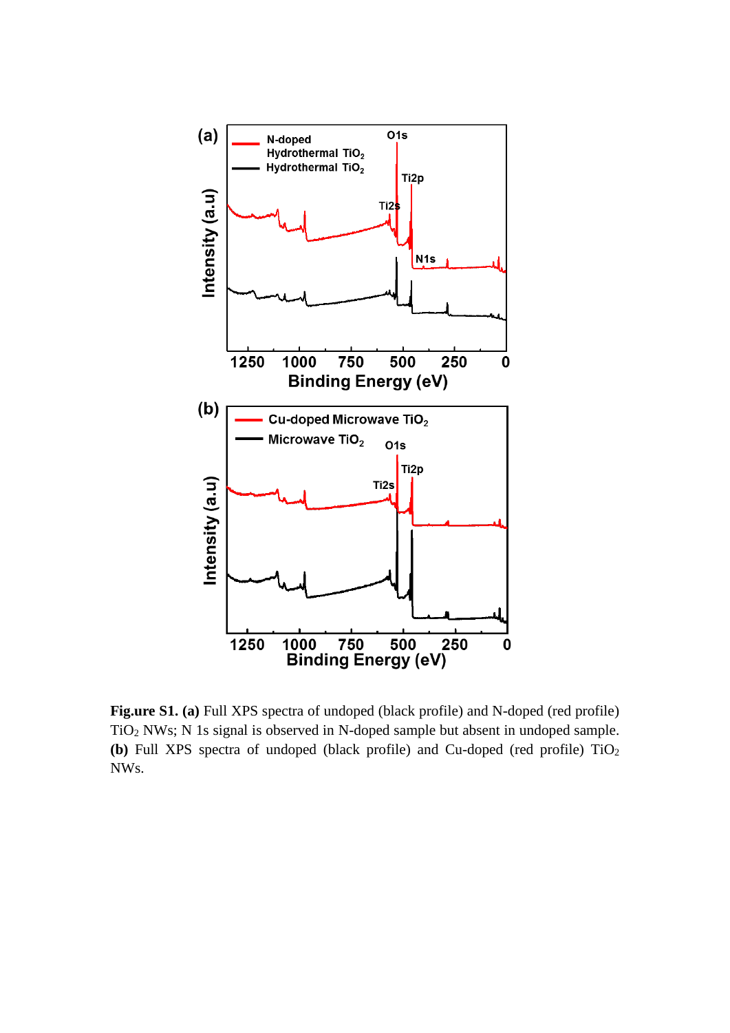**Fig.ure S1. (a)** Full XPS spectra of undoped (black profile) and N-doped (red profile) $TiO_2$ NWs; N 1s signal is observed in N-doped sample but absent in undoped sample. **(b)** Full XPS spectra of undoped (black profile) and Cu-doped (red profile) $TiO_2$ NWs.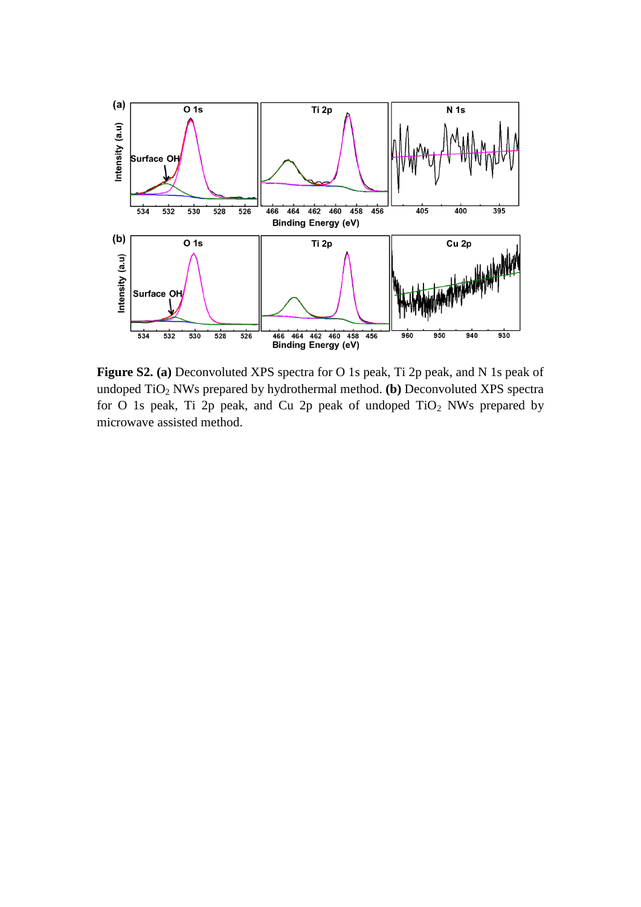**Figure S2. (a)** Deconvoluted XPS spectra for O 1s peak, Ti 2p peak, and N 1s peak of undoped $TiO_2$ NWs prepared by hydrothermal method. **(b)** Deconvoluted XPS spectra for O 1s peak, Ti 2p peak, and Cu 2p peak of undoped $TiO_2$ NWs prepared by microwave assisted method.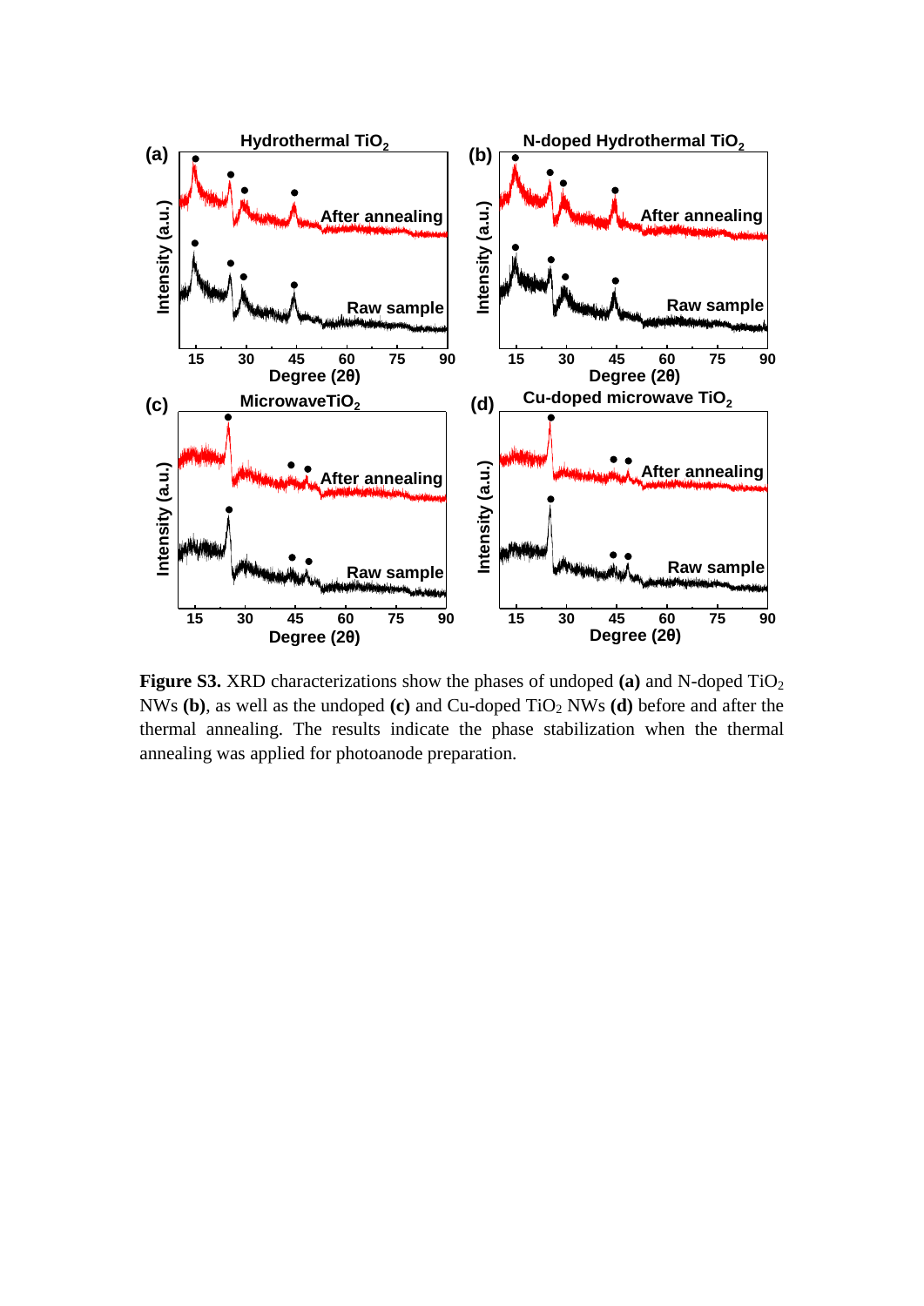(a)
Hydrothermal $TiO_2$
Intensity (a.u.)
After annealing
Raw sample
15 30 45 60 75 90
Degree (2θ)

(b)
N-doped Hydrothermal $TiO_2$
Intensity (a.u.)
After annealing
Raw sample
15 30 45 60 75 90
Degree (2θ)

(c)
Microwave$TiO_2$
Intensity (a.u.)
After annealing
Raw sample
15 30 45 60 75 90
Degree (2θ)

(d)
Cu-doped microwave $TiO_2$
Intensity (a.u.)
After annealing
Raw sample
15 30 45 60 75 90
Degree (2θ)

**Figure S3.** XRD characterizations show the phases of undoped **(a)** and N-doped $TiO_2$ NWs **(b)**, as well as the undoped **(c)** and Cu-doped $TiO_2$ NWs **(d)** before and after the thermal annealing. The results indicate the phase stabilization when the thermal annealing was applied for photoanode preparation.